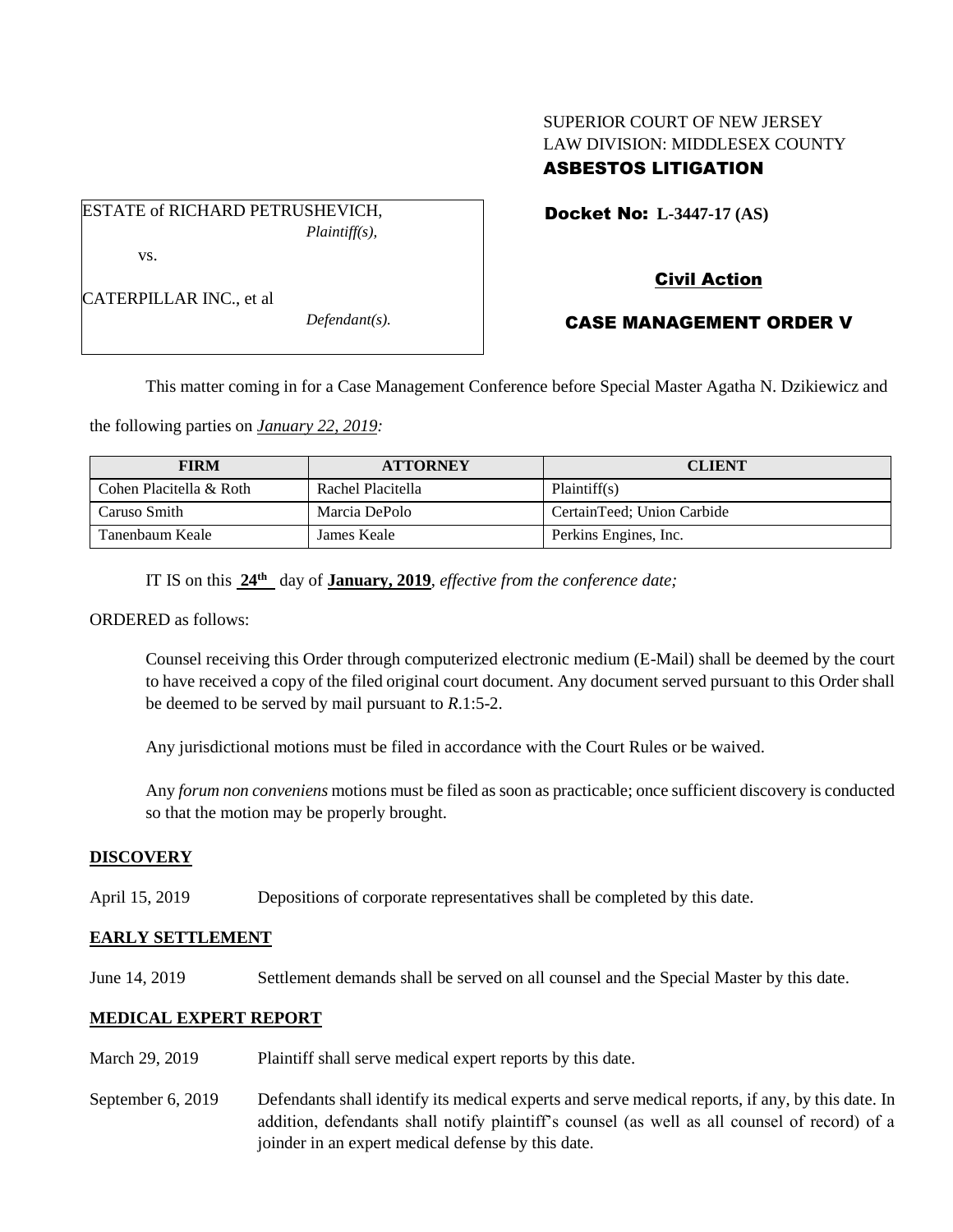SUPERIOR COURT OF NEW JERSEY
LAW DIVISION: MIDDLESEX COUNTY

**ASBESTOS LITIGATION**

ESTATE of RICHARD PETRUSHEVICH,
*Plaintiff(s),*

vs.

CATERPILLAR INC., et al
*Defendant(s).*

**Docket No: L-3447-17 (AS)**

**Civil Action**

**CASE MANAGEMENT ORDER V**

This matter coming in for a Case Management Conference before Special Master Agatha N. Dzikiewicz and the following parties on *January 22, 2019:*

| FIRM | ATTORNEY | CLIENT |
|---|---|---|
| Cohen Placitella & Roth | Rachel Placitella | Plaintiff(s) |
| Caruso Smith | Marcia DePolo | CertainTeed; Union Carbide |
| Tanenbaum Keale | James Keale | Perkins Engines, Inc. |

IT IS on this **24th** day of **January, 2019**, *effective from the conference date;*

ORDERED as follows:

Counsel receiving this Order through computerized electronic medium (E-Mail) shall be deemed by the court to have received a copy of the filed original court document. Any document served pursuant to this Order shall be deemed to be served by mail pursuant to *R*.1:5-2.

Any jurisdictional motions must be filed in accordance with the Court Rules or be waived.

Any *forum non conveniens* motions must be filed as soon as practicable; once sufficient discovery is conducted so that the motion may be properly brought.

**DISCOVERY**

April 15, 2019 — Depositions of corporate representatives shall be completed by this date.

**EARLY SETTLEMENT**

June 14, 2019 — Settlement demands shall be served on all counsel and the Special Master by this date.

**MEDICAL EXPERT REPORT**

March 29, 2019 — Plaintiff shall serve medical expert reports by this date.

September 6, 2019 — Defendants shall identify its medical experts and serve medical reports, if any, by this date. In addition, defendants shall notify plaintiff's counsel (as well as all counsel of record) of a joinder in an expert medical defense by this date.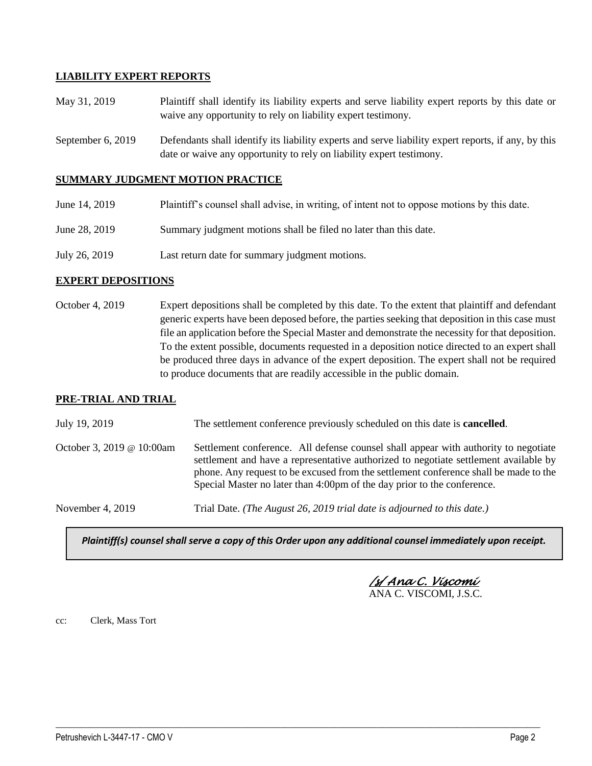## LIABILITY EXPERT REPORTS

| | |
|---|---|
| May 31, 2019 | Plaintiff shall identify its liability experts and serve liability expert reports by this date or waive any opportunity to rely on liability expert testimony. |
| September 6, 2019 | Defendants shall identify its liability experts and serve liability expert reports, if any, by this date or waive any opportunity to rely on liability expert testimony. |

## SUMMARY JUDGMENT MOTION PRACTICE

| | |
|---|---|
| June 14, 2019 | Plaintiff's counsel shall advise, in writing, of intent not to oppose motions by this date. |
| June 28, 2019 | Summary judgment motions shall be filed no later than this date. |
| July 26, 2019 | Last return date for summary judgment motions. |

## EXPERT DEPOSITIONS

| | |
|---|---|
| October 4, 2019 | Expert depositions shall be completed by this date. To the extent that plaintiff and defendant generic experts have been deposed before, the parties seeking that deposition in this case must file an application before the Special Master and demonstrate the necessity for that deposition. To the extent possible, documents requested in a deposition notice directed to an expert shall be produced three days in advance of the expert deposition. The expert shall not be required to produce documents that are readily accessible in the public domain. |

## PRE-TRIAL AND TRIAL

| | |
|---|---|
| July 19, 2019 | The settlement conference previously scheduled on this date is **cancelled**. |
| October 3, 2019 @ 10:00am | Settlement conference. All defense counsel shall appear with authority to negotiate settlement and have a representative authorized to negotiate settlement available by phone. Any request to be excused from the settlement conference shall be made to the Special Master no later than 4:00pm of the day prior to the conference. |
| November 4, 2019 | Trial Date. *(The August 26, 2019 trial date is adjourned to this date.)* |

***Plaintiff(s) counsel shall serve a copy of this Order upon any additional counsel immediately upon receipt.***

*/s/ Ana C. Viscomi*
ANA C. VISCOMI, J.S.C.

cc: Clerk, Mass Tort

Petrushevich L-3447-17 - CMO V